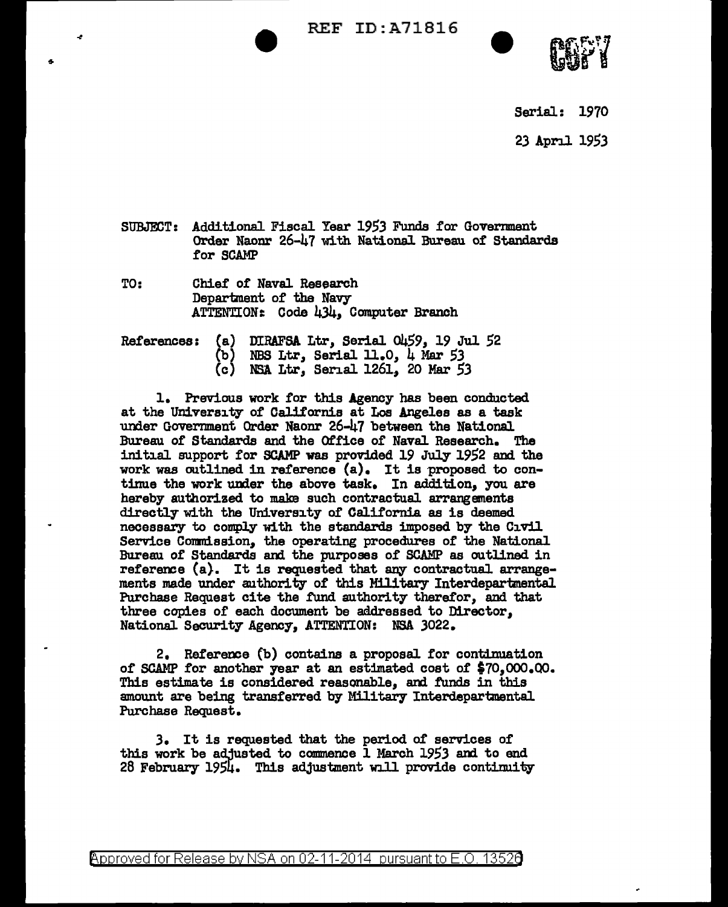Serial: 1970

23 April 1953

SUBJECT: Additional Fiscal Year 1953 Funds for Government Order Naonr 26-47 with National Bureau of Standards for SCAMP

TO: Chief of Naval Research
Department of the Navy
ATTENTION: Code 434, Computer Branch

References:
(a) DIRAFSA Ltr, Serial 0459, 19 Jul 52
(b) NBS Ltr, Serial 11.0, 4 Mar 53
(c) NSA Ltr, Serial 1261, 20 Mar 53

1. Previous work for this Agency has been conducted at the University of California at Los Angeles as a task under Government Order Naonr 26-47 between the National Bureau of Standards and the Office of Naval Research. The initial support for SCAMP was provided 19 July 1952 and the work was outlined in reference (a). It is proposed to continue the work under the above task. In addition, you are hereby authorized to make such contractual arrangements directly with the University of California as is deemed necessary to comply with the standards imposed by the Civil Service Commission, the operating procedures of the National Bureau of Standards and the purposes of SCAMP as outlined in reference (a). It is requested that any contractual arrangements made under authority of this Military Interdepartmental Purchase Request cite the fund authority therefor, and that three copies of each document be addressed to Director, National Security Agency, ATTENTION: NSA 3022.

2. Reference (b) contains a proposal for continuation of SCAMP for another year at an estimated cost of $70,000.00. This estimate is considered reasonable, and funds in this amount are being transferred by Military Interdepartmental Purchase Request.

3. It is requested that the period of services of this work be adjusted to commence 1 March 1953 and to end 28 February 1954. This adjustment will provide continuity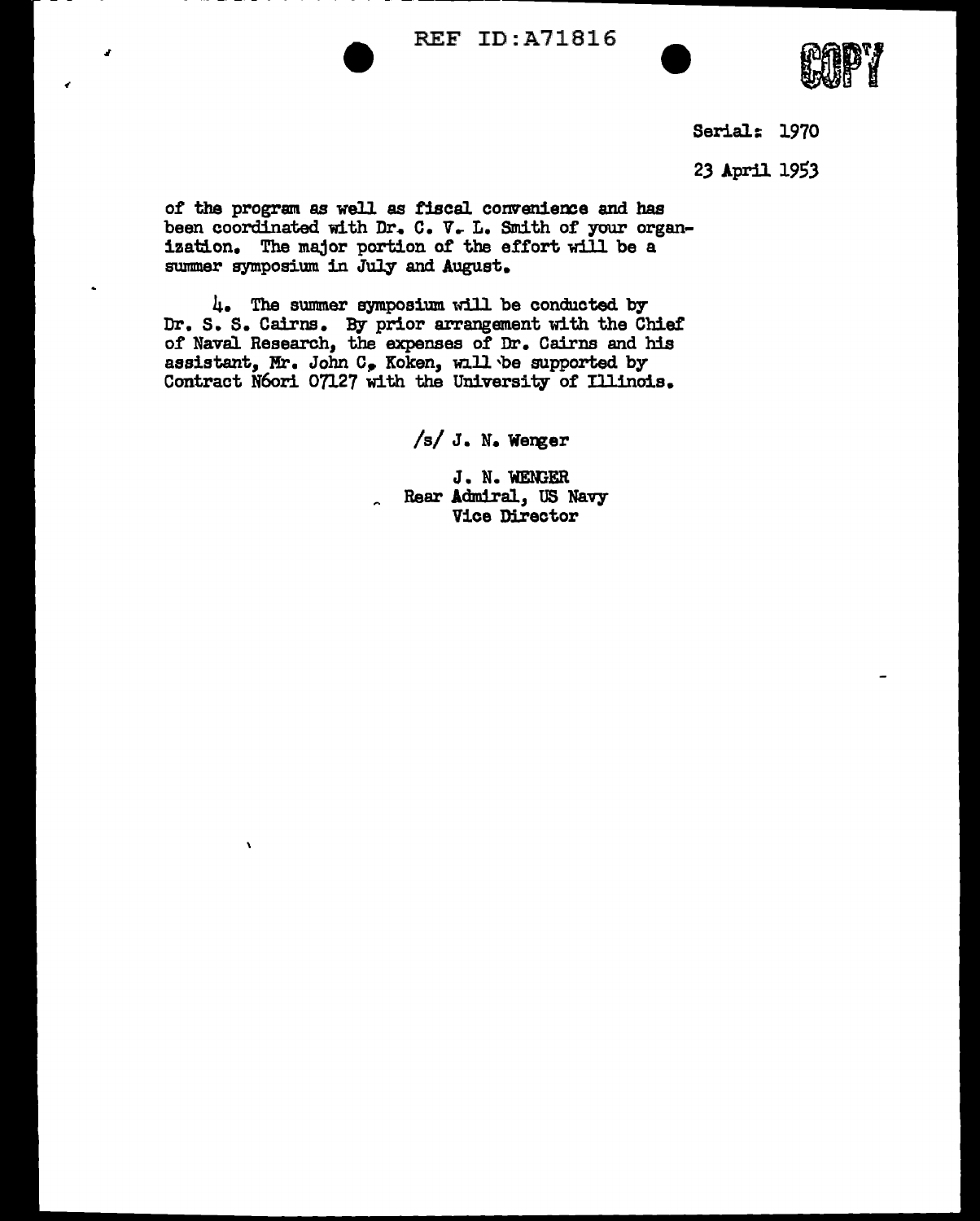COPY

Serial: 1970

23 April 1953

of the program as well as fiscal convenience and has been coordinated with Dr. C. V. L. Smith of your organization. The major portion of the effort will be a summer symposium in July and August.

4. The summer symposium will be conducted by Dr. S. S. Cairns. By prior arrangement with the Chief of Naval Research, the expenses of Dr. Cairns and his assistant, Mr. John C. Koken, will be supported by Contract N6ori 07127 with the University of Illinois.

/s/ J. N. Wenger

J. N. WENGER
Rear Admiral, US Navy
Vice Director